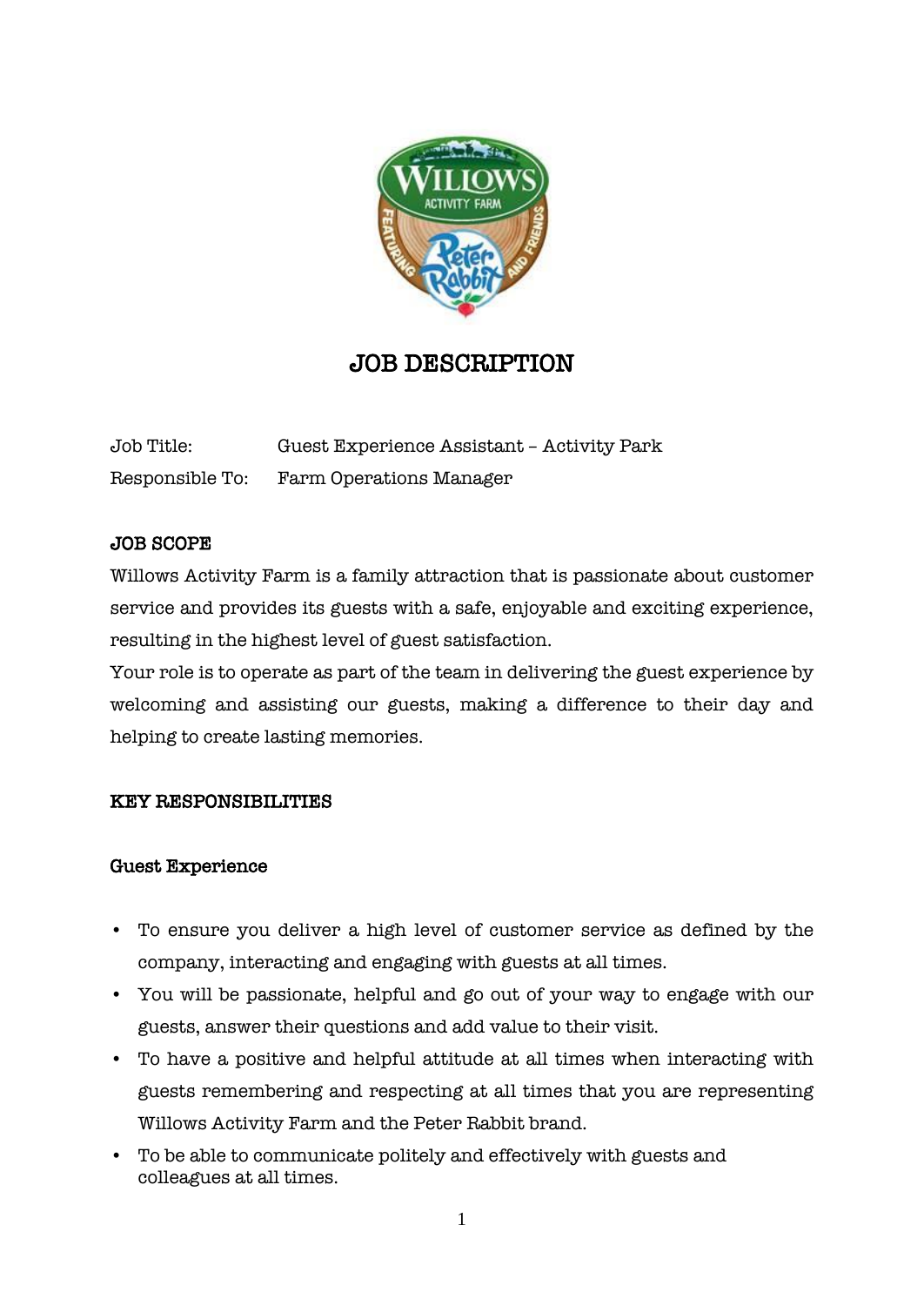# JOB DESCRIPTION

Job Title: Guest Experience Assistant – Activity Park

Responsible To: Farm Operations Manager

## JOB SCOPE

Willows Activity Farm is a family attraction that is passionate about customer service and provides its guests with a safe, enjoyable and exciting experience, resulting in the highest level of guest satisfaction.

Your role is to operate as part of the team in delivering the guest experience by welcoming and assisting our guests, making a difference to their day and helping to create lasting memories.

## KEY RESPONSIBILITIES

### Guest Experience

- To ensure you deliver a high level of customer service as defined by the company, interacting and engaging with guests at all times.
- You will be passionate, helpful and go out of your way to engage with our guests, answer their questions and add value to their visit.
- To have a positive and helpful attitude at all times when interacting with guests remembering and respecting at all times that you are representing Willows Activity Farm and the Peter Rabbit brand.
- To be able to communicate politely and effectively with guests and colleagues at all times.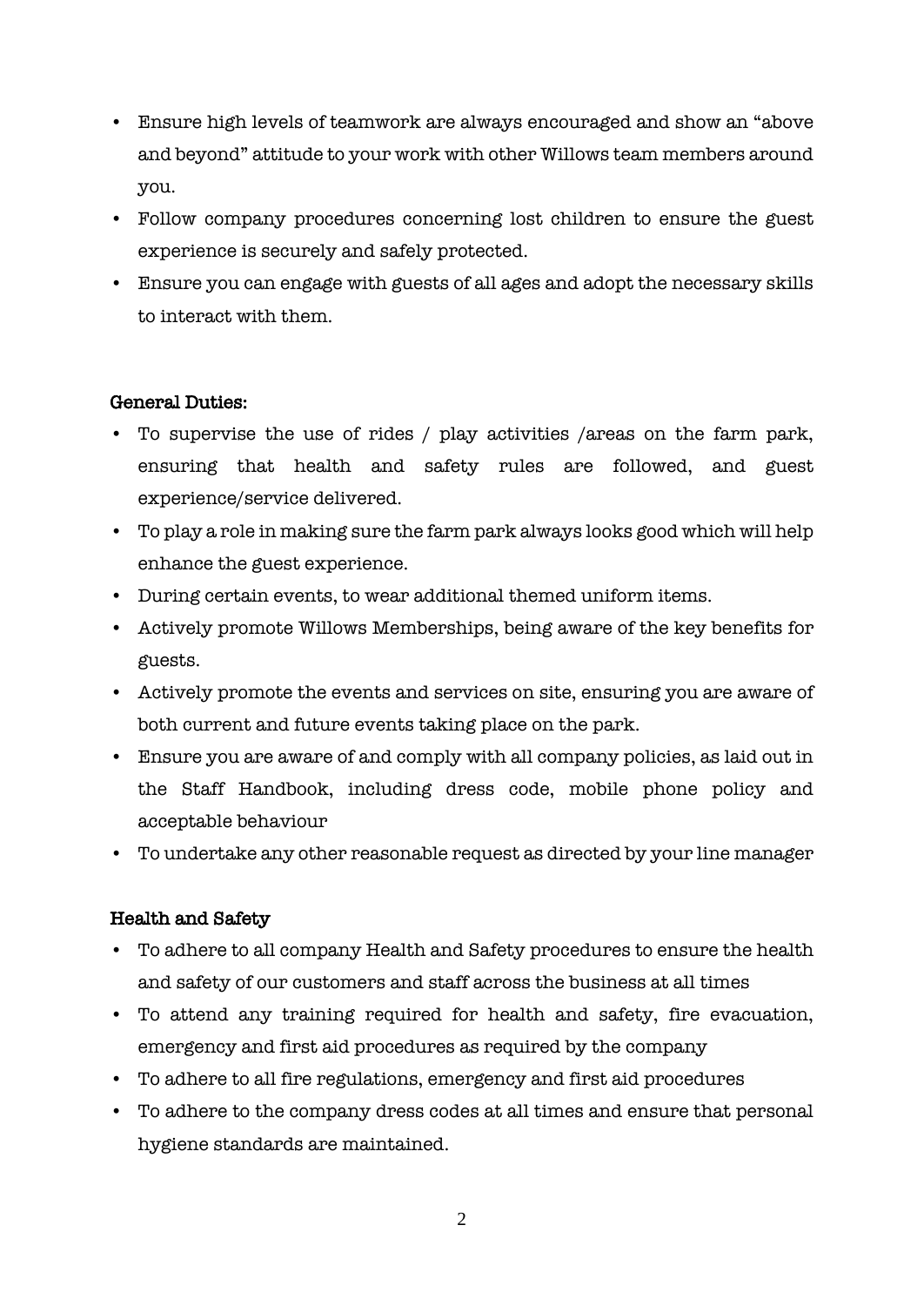- Ensure high levels of teamwork are always encouraged and show an "above and beyond" attitude to your work with other Willows team members around you.
- Follow company procedures concerning lost children to ensure the guest experience is securely and safely protected.
- Ensure you can engage with guests of all ages and adopt the necessary skills to interact with them.

**General Duties:**

- To supervise the use of rides / play activities /areas on the farm park, ensuring that health and safety rules are followed, and guest experience/service delivered.
- To play a role in making sure the farm park always looks good which will help enhance the guest experience.
- During certain events, to wear additional themed uniform items.
- Actively promote Willows Memberships, being aware of the key benefits for guests.
- Actively promote the events and services on site, ensuring you are aware of both current and future events taking place on the park.
- Ensure you are aware of and comply with all company policies, as laid out in the Staff Handbook, including dress code, mobile phone policy and acceptable behaviour
- To undertake any other reasonable request as directed by your line manager

**Health and Safety**

- To adhere to all company Health and Safety procedures to ensure the health and safety of our customers and staff across the business at all times
- To attend any training required for health and safety, fire evacuation, emergency and first aid procedures as required by the company
- To adhere to all fire regulations, emergency and first aid procedures
- To adhere to the company dress codes at all times and ensure that personal hygiene standards are maintained.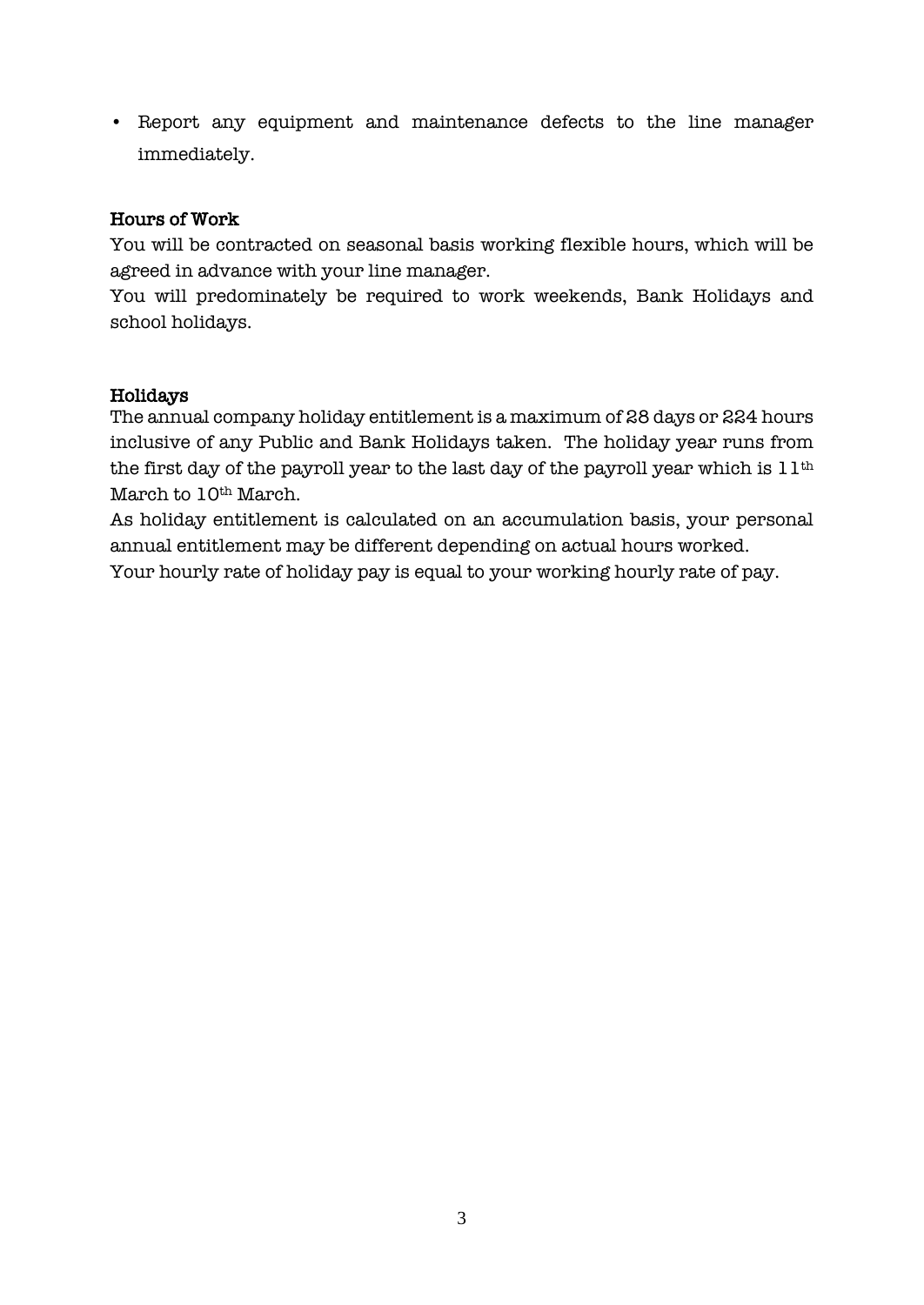- Report any equipment and maintenance defects to the line manager immediately.

## Hours of Work

You will be contracted on seasonal basis working flexible hours, which will be agreed in advance with your line manager.

You will predominately be required to work weekends, Bank Holidays and school holidays.

## Holidays

The annual company holiday entitlement is a maximum of 28 days or 224 hours inclusive of any Public and Bank Holidays taken. The holiday year runs from the first day of the payroll year to the last day of the payroll year which is 11th March to 10th March.

As holiday entitlement is calculated on an accumulation basis, your personal annual entitlement may be different depending on actual hours worked.

Your hourly rate of holiday pay is equal to your working hourly rate of pay.